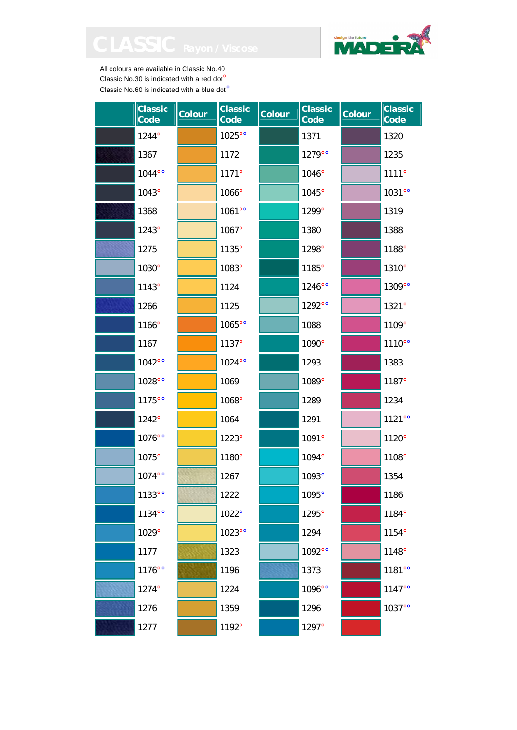# CLASSIC Rayon / Viscose

MADEIRA — design the future

All colours are available in Classic No.40
Classic No.30 is indicated with a red dot°
Classic No.60 is indicated with a blue dot°

| Colour | Classic Code | Colour | Classic Code | Colour | Classic Code | Colour | Classic Code |
|---|---|---|---|---|---|---|---|
| | 1244° | | 1025°° | | 1371 | | 1320 |
| | 1367 | | 1172 | | 1279°° | | 1235 |
| | 1044°° | | 1171° | | 1046° | | 1111° |
| | 1043° | | 1066° | | 1045° | | 1031°° |
| | 1368 | | 1061°° | | 1299° | | 1319 |
| | 1243° | | 1067° | | 1380 | | 1388 |
| | 1275 | | 1135° | | 1298° | | 1188° |
| | 1030° | | 1083° | | 1185° | | 1310° |
| | 1143° | | 1124 | | 1246°° | | 1309°° |
| | 1266 | | 1125 | | 1292°° | | 1321° |
| | 1166° | | 1065°° | | 1088 | | 1109° |
| | 1167 | | 1137° | | 1090° | | 1110°° |
| | 1042°° | | 1024°° | | 1293 | | 1383 |
| | 1028°° | | 1069 | | 1089° | | 1187° |
| | 1175°° | | 1068° | | 1289 | | 1234 |
| | 1242° | | 1064 | | 1291 | | 1121°° |
| | 1076°° | | 1223° | | 1091° | | 1120° |
| | 1075° | | 1180° | | 1094° | | 1108° |
| | 1074°° | | 1267 | | 1093° | | 1354 |
| | 1133°° | | 1222 | | 1095° | | 1186 |
| | 1134°° | | 1022° | | 1295° | | 1184° |
| | 1029° | | 1023°° | | 1294 | | 1154° |
| | 1177 | | 1323 | | 1092°° | | 1148° |
| | 1176°° | | 1196 | | 1373 | | 1181°° |
| | 1274° | | 1224 | | 1096°° | | 1147°° |
| | 1276 | | 1359 | | 1296 | | 1037°° |
| | 1277 | | 1192° | | 1297° | | |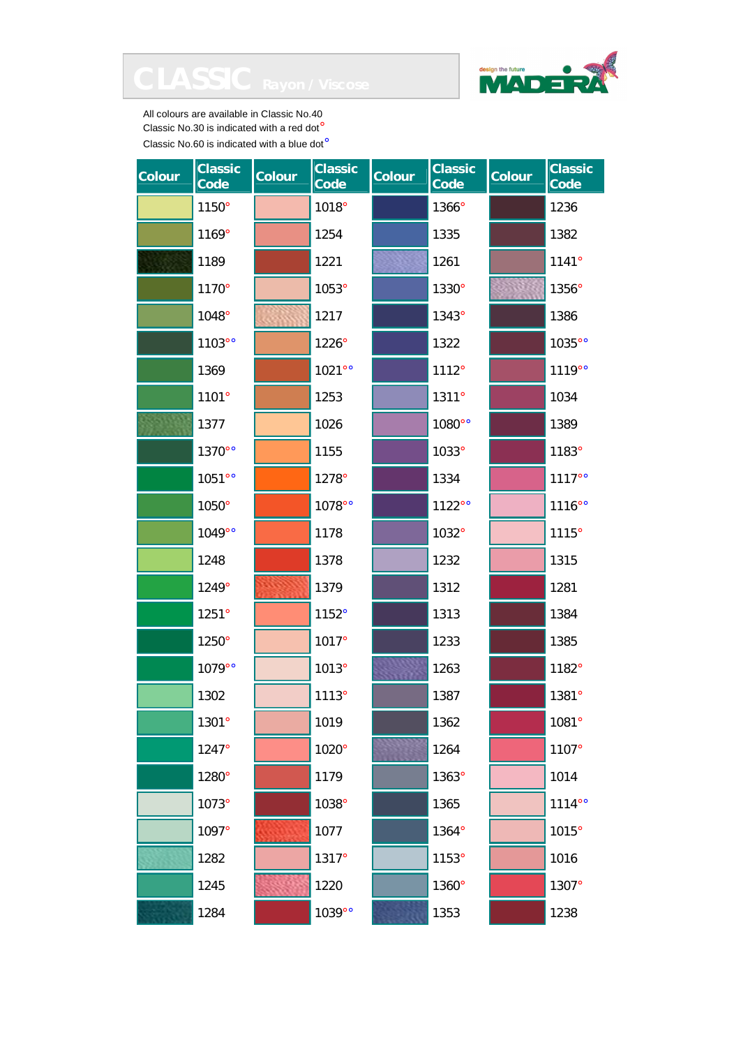# CLASSIC Rayon / Viscose

MADEIRA design the future

All colours are available in Classic No.40
Classic No.30 is indicated with a red dot°
Classic No.60 is indicated with a blue dot°

| Colour | Classic Code | Colour | Classic Code | Colour | Classic Code | Colour | Classic Code |
|---|---|---|---|---|---|---|---|
| | 1150° | | 1018° | | 1366° | | 1236 |
| | 1169° | | 1254 | | 1335 | | 1382 |
| | 1189 | | 1221 | | 1261 | | 1141° |
| | 1170° | | 1053° | | 1330° | | 1356° |
| | 1048° | | 1217 | | 1343° | | 1386 |
| | 1103°° | | 1226° | | 1322 | | 1035°° |
| | 1369 | | 1021°° | | 1112° | | 1119°° |
| | 1101° | | 1253 | | 1311° | | 1034 |
| | 1377 | | 1026 | | 1080°° | | 1389 |
| | 1370°° | | 1155 | | 1033° | | 1183° |
| | 1051°° | | 1278° | | 1334 | | 1117°° |
| | 1050° | | 1078°° | | 1122°° | | 1116°° |
| | 1049°° | | 1178 | | 1032° | | 1115° |
| | 1248 | | 1378 | | 1232 | | 1315 |
| | 1249° | | 1379 | | 1312 | | 1281 |
| | 1251° | | 1152° | | 1313 | | 1384 |
| | 1250° | | 1017° | | 1233 | | 1385 |
| | 1079°° | | 1013° | | 1263 | | 1182° |
| | 1302 | | 1113° | | 1387 | | 1381° |
| | 1301° | | 1019 | | 1362 | | 1081° |
| | 1247° | | 1020° | | 1264 | | 1107° |
| | 1280° | | 1179 | | 1363° | | 1014 |
| | 1073° | | 1038° | | 1365 | | 1114°° |
| | 1097° | | 1077 | | 1364° | | 1015° |
| | 1282 | | 1317° | | 1153° | | 1016 |
| | 1245 | | 1220 | | 1360° | | 1307° |
| | 1284 | | 1039°° | | 1353 | | 1238 |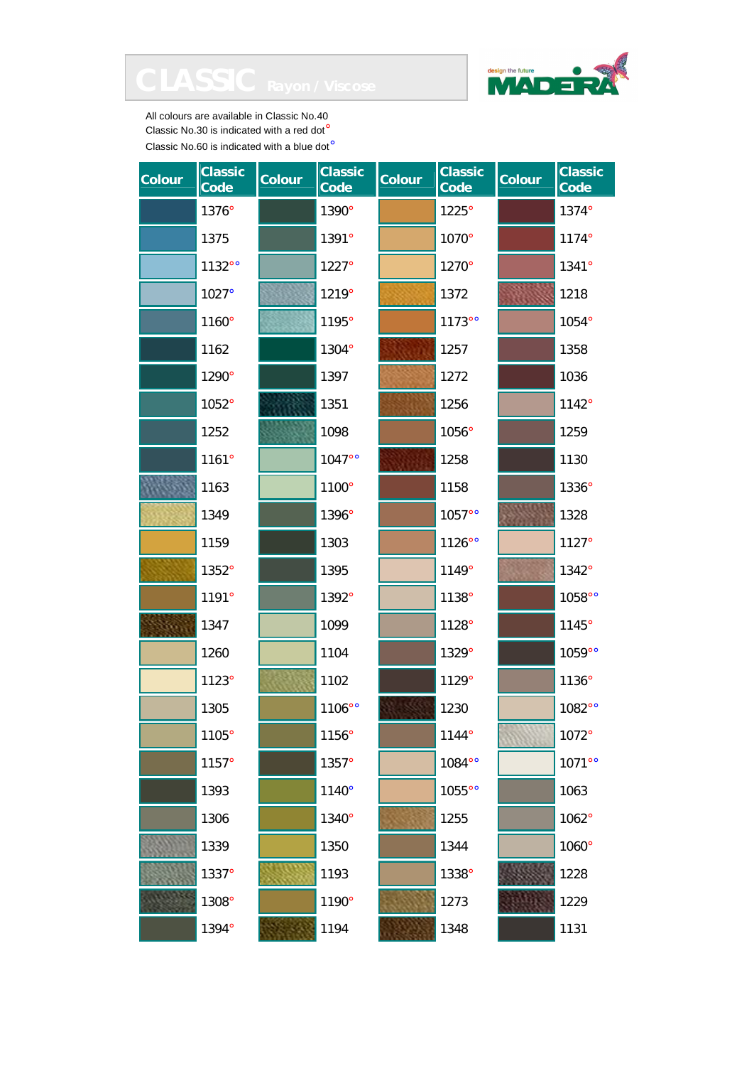# CLASSIC Rayon / Viscose

MADEIRA — design the future

All colours are available in Classic No.40
Classic No.30 is indicated with a red dot°
Classic No.60 is indicated with a blue dot°

| Colour | Classic Code | Colour | Classic Code | Colour | Classic Code | Colour | Classic Code |
|---|---|---|---|---|---|---|---|
| | 1376° | | 1390° | | 1225° | | 1374° |
| | 1375 | | 1391° | | 1070° | | 1174° |
| | 1132°° | | 1227° | | 1270° | | 1341° |
| | 1027° | | 1219° | | 1372 | | 1218 |
| | 1160° | | 1195° | | 1173°° | | 1054° |
| | 1162 | | 1304° | | 1257 | | 1358 |
| | 1290° | | 1397 | | 1272 | | 1036 |
| | 1052° | | 1351 | | 1256 | | 1142° |
| | 1252 | | 1098 | | 1056° | | 1259 |
| | 1161° | | 1047°° | | 1258 | | 1130 |
| | 1163 | | 1100° | | 1158 | | 1336° |
| | 1349 | | 1396° | | 1057°° | | 1328 |
| | 1159 | | 1303 | | 1126°° | | 1127° |
| | 1352° | | 1395 | | 1149° | | 1342° |
| | 1191° | | 1392° | | 1138° | | 1058°° |
| | 1347 | | 1099 | | 1128° | | 1145° |
| | 1260 | | 1104 | | 1329° | | 1059°° |
| | 1123° | | 1102 | | 1129° | | 1136° |
| | 1305 | | 1106°° | | 1230 | | 1082°° |
| | 1105° | | 1156° | | 1144° | | 1072° |
| | 1157° | | 1357° | | 1084°° | | 1071°° |
| | 1393 | | 1140° | | 1055°° | | 1063 |
| | 1306 | | 1340° | | 1255 | | 1062° |
| | 1339 | | 1350 | | 1344 | | 1060° |
| | 1337° | | 1193 | | 1338° | | 1228 |
| | 1308° | | 1190° | | 1273 | | 1229 |
| | 1394° | | 1194 | | 1348 | | 1131 |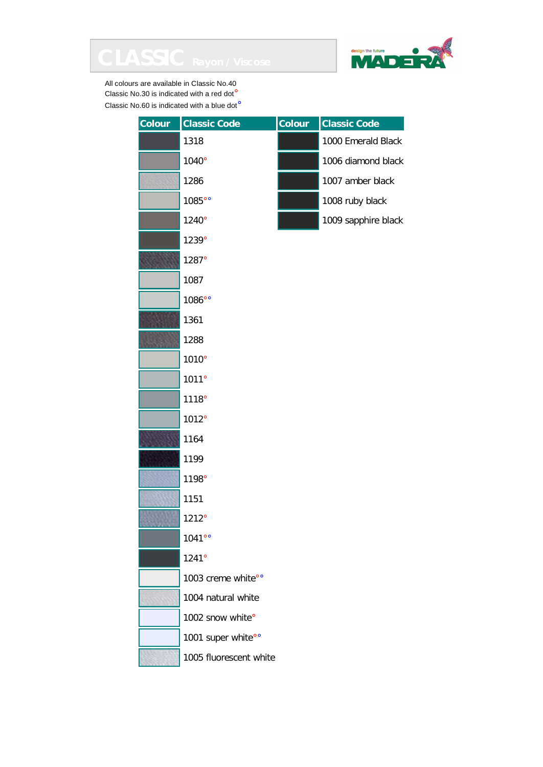# CLASSIC Rayon / Viscose

MADEIRA design the future

All colours are available in Classic No.40
Classic No.30 is indicated with a red dot°
Classic No.60 is indicated with a blue dot°

| Colour | Classic Code | Colour | Classic Code |
|---|---|---|---|
| | 1318 | | 1000 Emerald Black |
| | 1040° | | 1006 diamond black |
| | 1286 | | 1007 amber black |
| | 1085°° | | 1008 ruby black |
| | 1240° | | 1009 sapphire black |
| | 1239° | | |
| | 1287° | | |
| | 1087 | | |
| | 1086°° | | |
| | 1361 | | |
| | 1288 | | |
| | 1010° | | |
| | 1011° | | |
| | 1118° | | |
| | 1012° | | |
| | 1164 | | |
| | 1199 | | |
| | 1198° | | |
| | 1151 | | |
| | 1212° | | |
| | 1041°° | | |
| | 1241° | | |
| | 1003 creme white°° | | |
| | 1004 natural white | | |
| | 1002 snow white° | | |
| | 1001 super white°° | | |
| | 1005 fluorescent white | | |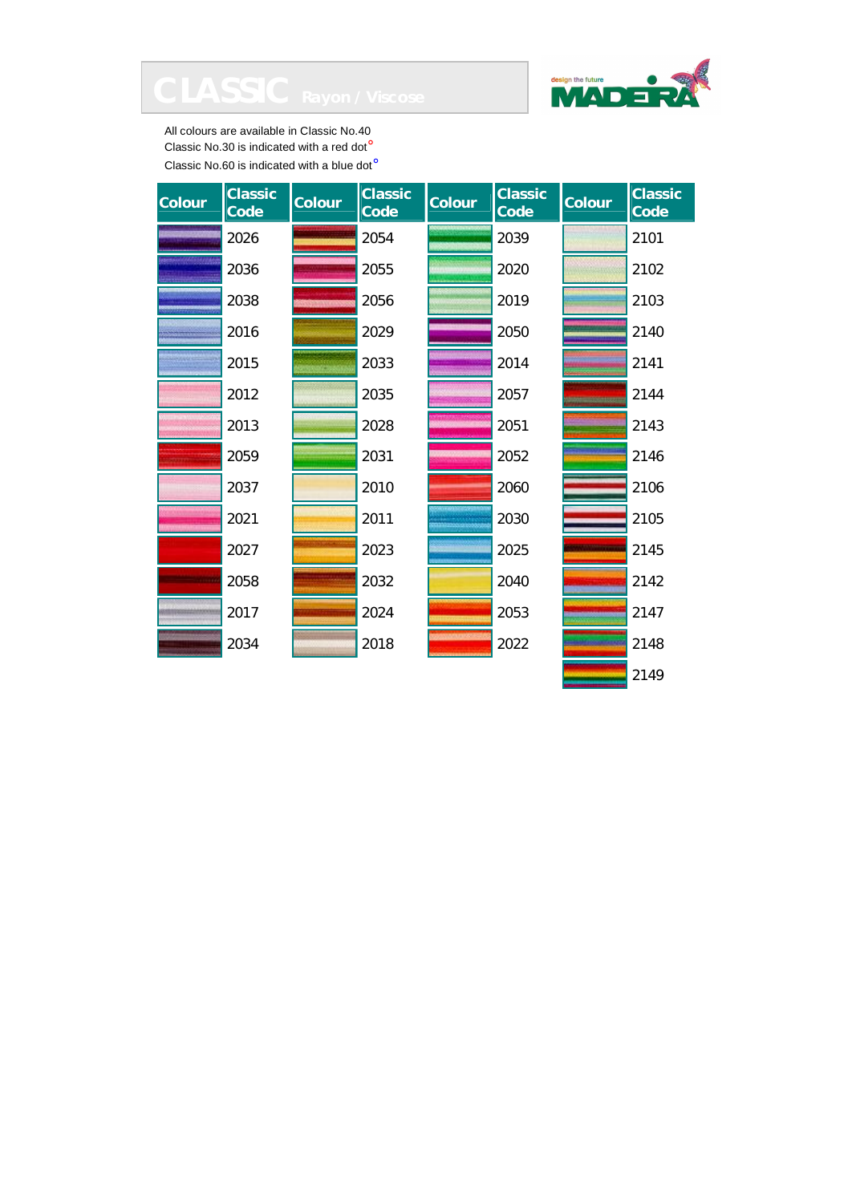# CLASSIC Rayon / Viscose

All colours are available in Classic No.40
Classic No.30 is indicated with a red dot°
Classic No.60 is indicated with a blue dot°

| Colour | Classic Code | Colour | Classic Code | Colour | Classic Code | Colour | Classic Code |
|---|---|---|---|---|---|---|---|
| | 2026 | | 2054 | | 2039 | | 2101 |
| | 2036 | | 2055 | | 2020 | | 2102 |
| | 2038 | | 2056 | | 2019 | | 2103 |
| | 2016 | | 2029 | | 2050 | | 2140 |
| | 2015 | | 2033 | | 2014 | | 2141 |
| | 2012 | | 2035 | | 2057 | | 2144 |
| | 2013 | | 2028 | | 2051 | | 2143 |
| | 2059 | | 2031 | | 2052 | | 2146 |
| | 2037 | | 2010 | | 2060 | | 2106 |
| | 2021 | | 2011 | | 2030 | | 2105 |
| | 2027 | | 2023 | | 2025 | | 2145 |
| | 2058 | | 2032 | | 2040 | | 2142 |
| | 2017 | | 2024 | | 2053 | | 2147 |
| | 2034 | | 2018 | | 2022 | | 2148 |
| | | | | | | | 2149 |